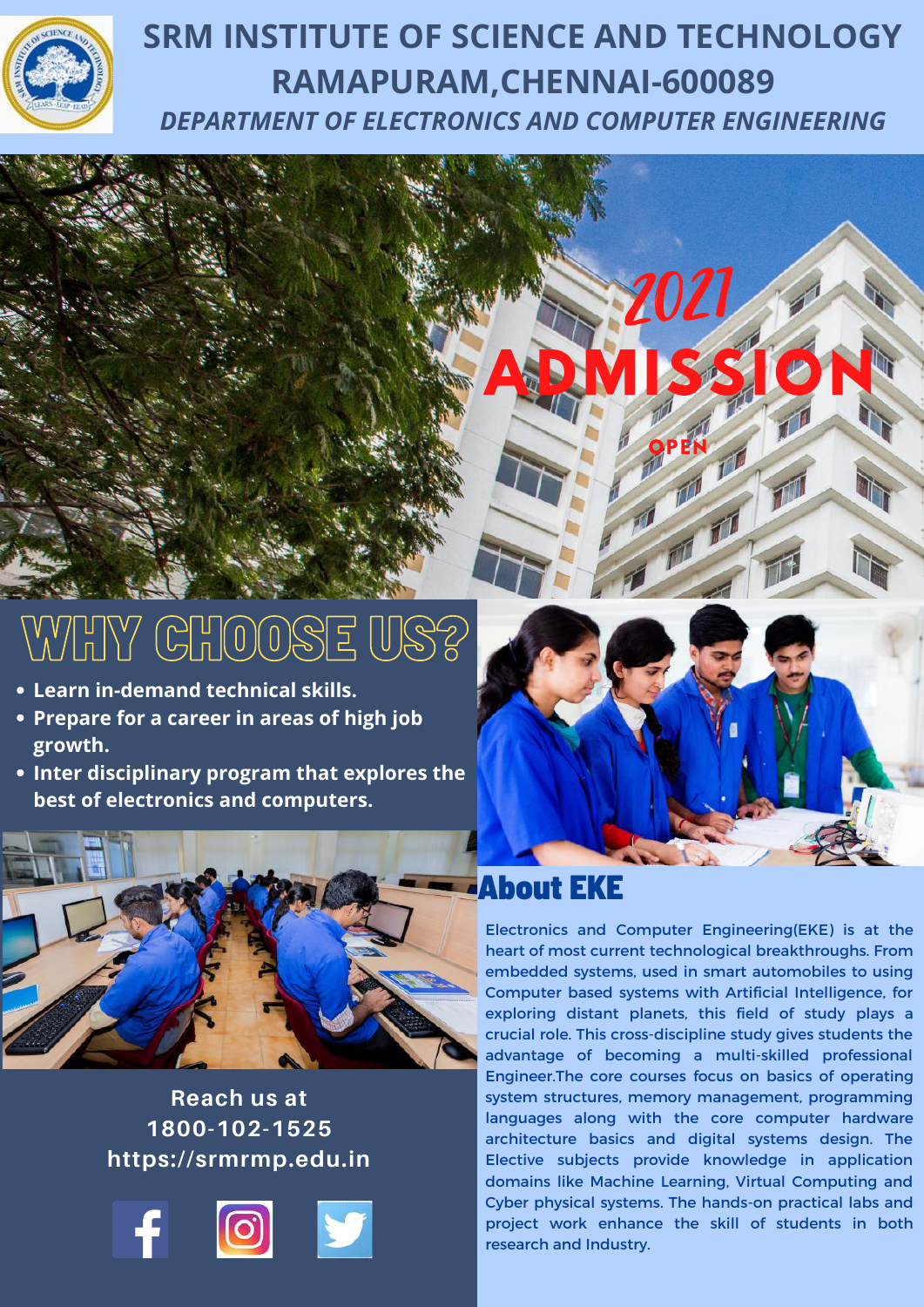# SRM INSTITUTE OF SCIENCE AND TECHNOLOGY
# RAMAPURAM,CHENNAI-600089

***DEPARTMENT OF ELECTRONICS AND COMPUTER ENGINEERING***

2021
**ADMISSION**
OPEN

## WHY CHOOSE US?

- **Learn in-demand technical skills.**
- **Prepare for a career in areas of high job growth.**
- **Inter disciplinary program that explores the best of electronics and computers.**

## About EKE

Electronics and Computer Engineering(EKE) is at the heart of most current technological breakthroughs. From embedded systems, used in smart automobiles to using Computer based systems with Artificial Intelligence, for exploring distant planets, this field of study plays a crucial role. This cross-discipline study gives students the advantage of becoming a multi-skilled professional Engineer.The core courses focus on basics of operating system structures, memory management, programming languages along with the core computer hardware architecture basics and digital systems design. The Elective subjects provide knowledge in application domains like Machine Learning, Virtual Computing and Cyber physical systems. The hands-on practical labs and project work enhance the skill of students in both research and Industry.

**Reach us at**
**1800-102-1525**
**https://srmrmp.edu.in**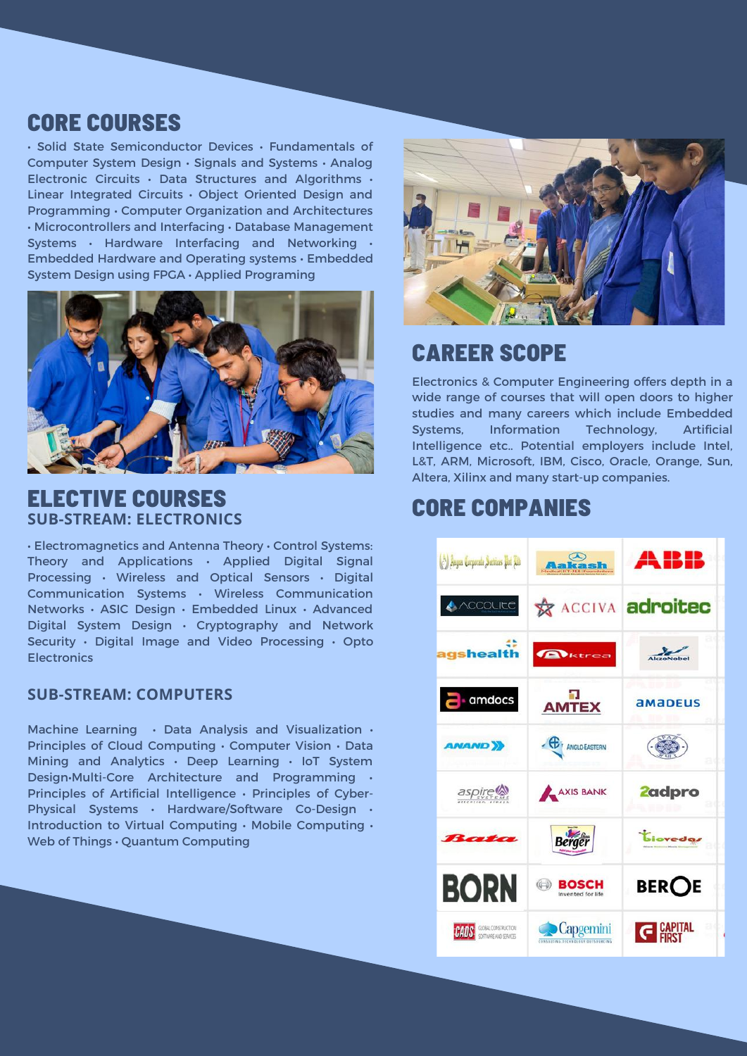## CORE COURSES

• Solid State Semiconductor Devices • Fundamentals of Computer System Design • Signals and Systems • Analog Electronic Circuits • Data Structures and Algorithms • Linear Integrated Circuits • Object Oriented Design and Programming • Computer Organization and Architectures • Microcontrollers and Interfacing • Database Management Systems • Hardware Interfacing and Networking • Embedded Hardware and Operating systems • Embedded System Design using FPGA • Applied Programing

## ELECTIVE COURSES

### SUB-STREAM: ELECTRONICS

• Electromagnetics and Antenna Theory • Control Systems: Theory and Applications • Applied Digital Signal Processing • Wireless and Optical Sensors • Digital Communication Systems • Wireless Communication Networks • ASIC Design • Embedded Linux • Advanced Digital System Design • Cryptography and Network Security • Digital Image and Video Processing • Opto Electronics

### SUB-STREAM: COMPUTERS

Machine Learning • Data Analysis and Visualization • Principles of Cloud Computing • Computer Vision • Data Mining and Analytics • Deep Learning • IoT System Design•Multi-Core Architecture and Programming • Principles of Artificial Intelligence • Principles of Cyber-Physical Systems • Hardware/Software Co-Design • Introduction to Virtual Computing • Mobile Computing • Web of Things • Quantum Computing

## CAREER SCOPE

Electronics & Computer Engineering offers depth in a wide range of courses that will open doors to higher studies and many careers which include Embedded Systems, Information Technology, Artificial Intelligence etc.. Potential employers include Intel, L&T, ARM, Microsoft, IBM, Cisco, Oracle, Orange, Sun, Altera, Xilinx and many start-up companies.

## CORE COMPANIES

| | | |
|---|---|---|
| Aegon Corporate Services Pvt Ltd | Aakash | ABB |
| ACCOLITE | ACCIVA | adroitec |
| agshealth | Aktrea | AkzoNobel |
| amdocs | AMTEX | amadeus |
| ANAND | ANGLO EASTERN | |
| aspire systems | AXIS BANK | 2adpro |
| Bata | Berger | Bioveda |
| BORN | BOSCH Invented for life | BEROE |
| CADS Global Construction Software and Services | Capgemini | CAPITAL FIRST |